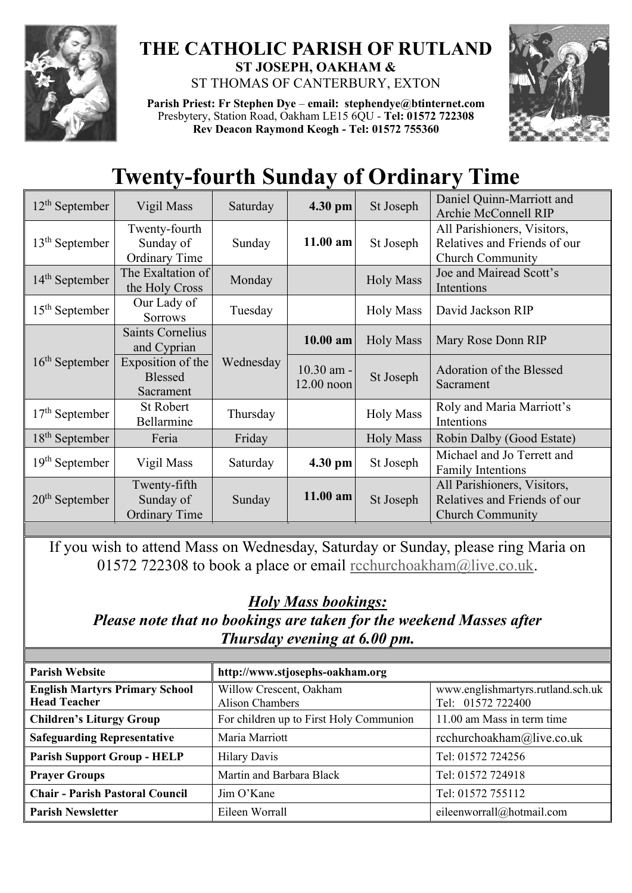# THE CATHOLIC PARISH OF RUTLAND

**ST JOSEPH, OAKHAM &**

ST THOMAS OF CANTERBURY, EXTON

**Parish Priest: Fr Stephen Dye** – **email: stephendye@btinternet.com**
Presbytery, Station Road, Oakham LE15 6QU - **Tel: 01572 722308**
**Rev Deacon Raymond Keogh - Tel: 01572 755360**

# Twenty-fourth Sunday of Ordinary Time

| | | | | | |
|---|---|---|---|---|---|
| 12th September | Vigil Mass | Saturday | **4.30 pm** | St Joseph | Daniel Quinn-Marriott and Archie McConnell RIP |
| 13th September | Twenty-fourth Sunday of Ordinary Time | Sunday | **11.00 am** | St Joseph | All Parishioners, Visitors, Relatives and Friends of our Church Community |
| 14th September | The Exaltation of the Holy Cross | Monday | | Holy Mass | Joe and Mairead Scott's Intentions |
| 15th September | Our Lady of Sorrows | Tuesday | | Holy Mass | David Jackson RIP |
| 16th September | Saints Cornelius and Cyprian | Wednesday | **10.00 am** | Holy Mass | Mary Rose Donn RIP |
| | Exposition of the Blessed Sacrament | | 10.30 am - 12.00 noon | St Joseph | Adoration of the Blessed Sacrament |
| 17th September | St Robert Bellarmine | Thursday | | Holy Mass | Roly and Maria Marriott's Intentions |
| 18th September | Feria | Friday | | Holy Mass | Robin Dalby (Good Estate) |
| 19th September | Vigil Mass | Saturday | **4.30 pm** | St Joseph | Michael and Jo Terrett and Family Intentions |
| 20th September | Twenty-fifth Sunday of Ordinary Time | Sunday | **11.00 am** | St Joseph | All Parishioners, Visitors, Relatives and Friends of our Church Community |

If you wish to attend Mass on Wednesday, Saturday or Sunday, please ring Maria on 01572 722308 to book a place or email rcchurchoakham@live.co.uk.

***Holy Mass bookings:***

***Please note that no bookings are taken for the weekend Masses after Thursday evening at 6.00 pm.***

| | | |
|---|---|---|
| **Parish Website** | **http://www.stjosephs-oakham.org** | |
| **English Martyrs Primary School Head Teacher** | Willow Crescent, Oakham Alison Chambers | www.englishmartyrs.rutland.sch.uk Tel: 01572 722400 |
| **Children's Liturgy Group** | For children up to First Holy Communion | 11.00 am Mass in term time |
| **Safeguarding Representative** | Maria Marriott | rcchurchoakham@live.co.uk |
| **Parish Support Group - HELP** | Hilary Davis | Tel: 01572 724256 |
| **Prayer Groups** | Martin and Barbara Black | Tel: 01572 724918 |
| **Chair - Parish Pastoral Council** | Jim O'Kane | Tel: 01572 755112 |
| **Parish Newsletter** | Eileen Worrall | eileenworrall@hotmail.com |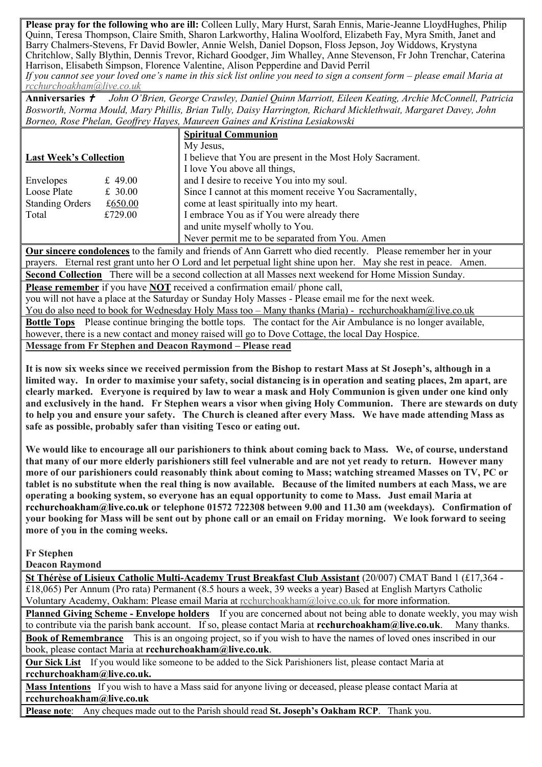**Please pray for the following who are ill:** Colleen Lully, Mary Hurst, Sarah Ennis, Marie-Jeanne LloydHughes, Philip Quinn, Teresa Thompson, Claire Smith, Sharon Larkworthy, Halina Woolford, Elizabeth Fay, Myra Smith, Janet and Barry Chalmers-Stevens, Fr David Bowler, Annie Welsh, Daniel Dopson, Floss Jepson, Joy Widdows, Krystyna Chritchlow, Sally Blythin, Dennis Trevor, Richard Goodger, Jim Whalley, Anne Stevenson, Fr John Trenchar, Caterina Harrison, Elisabeth Simpson, Florence Valentine, Alison Pepperdine and David Perril

*If you cannot see your loved one's name in this sick list online you need to sign a consent form – please email Maria at rcchurchoakham@live.co.uk*

**Anniversaries** ✝ *John O'Brien, George Crawley, Daniel Quinn Marriott, Eileen Keating, Archie McConnell, Patricia Bosworth, Norma Mould, Mary Phillis, Brian Tully, Daisy Harrington, Richard Micklethwait, Margaret Davey, John Borneo, Rose Phelan, Geoffrey Hayes, Maureen Gaines and Kristina Lesiakowski*

**Last Week's Collection**

| | |
|---|---|
| Envelopes | £ 49.00 |
| Loose Plate | £ 30.00 |
| Standing Orders | £650.00 |
| Total | £729.00 |

**Spiritual Communion**

My Jesus,
I believe that You are present in the Most Holy Sacrament.
I love You above all things,
and I desire to receive You into my soul.
Since I cannot at this moment receive You Sacramentally,
come at least spiritually into my heart.
I embrace You as if You were already there
and unite myself wholly to You.
Never permit me to be separated from You. Amen

**Our sincere condolences** to the family and friends of Ann Garrett who died recently. Please remember her in your prayers. Eternal rest grant unto her O Lord and let perpetual light shine upon her. May she rest in peace. Amen.

**Second Collection** There will be a second collection at all Masses next weekend for Home Mission Sunday.

**Please remember** if you have **NOT** received a confirmation email/ phone call,
you will not have a place at the Saturday or Sunday Holy Masses - Please email me for the next week.
You do also need to book for Wednesday Holy Mass too – Many thanks (Maria) - rcchurchoakham@live.co.uk

**Bottle Tops** Please continue bringing the bottle tops. The contact for the Air Ambulance is no longer available, however, there is a new contact and money raised will go to Dove Cottage, the local Day Hospice.

**Message from Fr Stephen and Deacon Raymond – Please read**

**It is now six weeks since we received permission from the Bishop to restart Mass at St Joseph's, although in a limited way. In order to maximise your safety, social distancing is in operation and seating places, 2m apart, are clearly marked. Everyone is required by law to wear a mask and Holy Communion is given under one kind only and exclusively in the hand. Fr Stephen wears a visor when giving Holy Communion. There are stewards on duty to help you and ensure your safety. The Church is cleaned after every Mass. We have made attending Mass as safe as possible, probably safer than visiting Tesco or eating out.**

**We would like to encourage all our parishioners to think about coming back to Mass. We, of course, understand that many of our more elderly parishioners still feel vulnerable and are not yet ready to return. However many more of our parishioners could reasonably think about coming to Mass; watching streamed Masses on TV, PC or tablet is no substitute when the real thing is now available. Because of the limited numbers at each Mass, we are operating a booking system, so everyone has an equal opportunity to come to Mass. Just email Maria at rcchurchoakham@live.co.uk or telephone 01572 722308 between 9.00 and 11.30 am (weekdays). Confirmation of your booking for Mass will be sent out by phone call or an email on Friday morning. We look forward to seeing more of you in the coming weeks.**

**Fr Stephen**
**Deacon Raymond**

**St Thérèse of Lisieux Catholic Multi-Academy Trust Breakfast Club Assistant** (20/007) CMAT Band 1 (£17,364 - £18,065) Per Annum (Pro rata) Permanent (8.5 hours a week, 39 weeks a year) Based at English Martyrs Catholic Voluntary Academy, Oakham: Please email Maria at rcchurchoakham@loive.co.uk for more information.

**Planned Giving Scheme - Envelope holders** If you are concerned about not being able to donate weekly, you may wish to contribute via the parish bank account. If so, please contact Maria at **rcchurchoakham@live.co.uk**. Many thanks.

**Book of Remembrance** This is an ongoing project, so if you wish to have the names of loved ones inscribed in our book, please contact Maria at **rcchurchoakham@live.co.uk**.

**Our Sick List** If you would like someone to be added to the Sick Parishioners list, please contact Maria at **rcchurchoakham@live.co.uk.**

**Mass Intentions** If you wish to have a Mass said for anyone living or deceased, please please contact Maria at **rcchurchoakham@live.co.uk**

**Please note**: Any cheques made out to the Parish should read **St. Joseph's Oakham RCP**. Thank you.